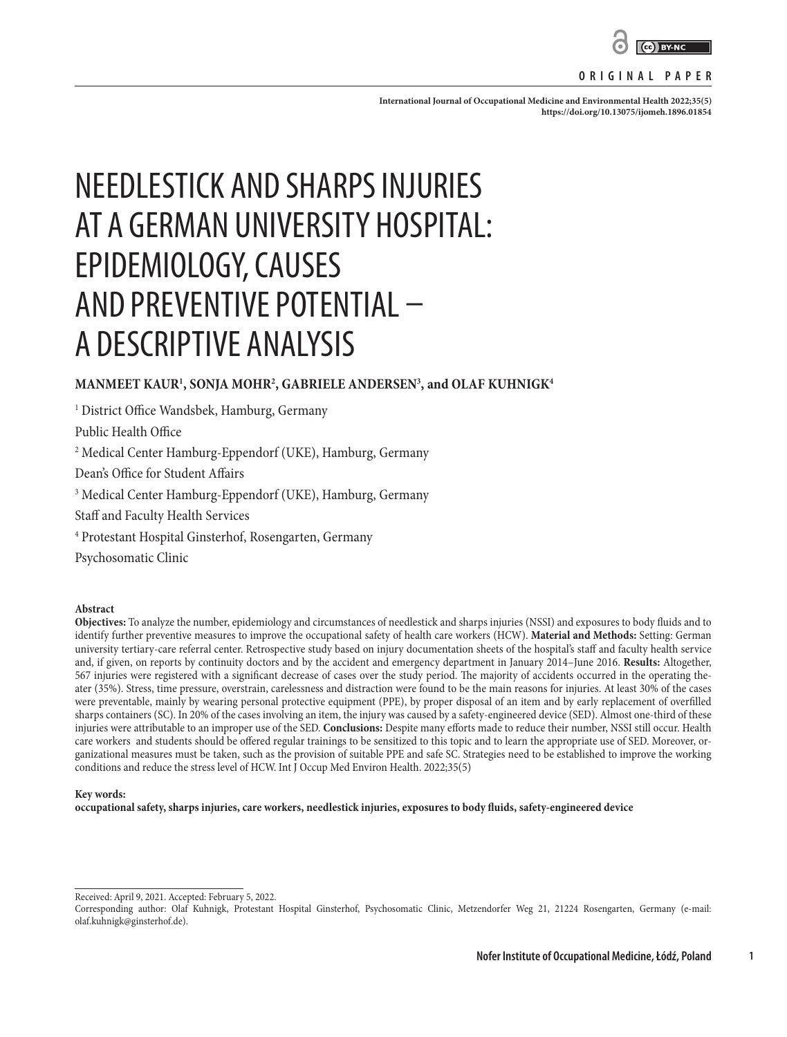ORIGINAL PAPER

# NEEDLESTICK AND SHARPS INJURIES AT A GERMAN UNIVERSITY HOSPITAL: EPIDEMIOLOGY, CAUSES AND PREVENTIVE POTENTIAL – A DESCRIPTIVE ANALYSIS

**MANMEET KAUR[1], SONJA MOHR[2], GABRIELE ANDERSEN[3], and OLAF KUHNIGK[4]**

[1] District Office Wandsbek, Hamburg, Germany
Public Health Office

[2] Medical Center Hamburg-Eppendorf (UKE), Hamburg, Germany
Dean's Office for Student Affairs

[3] Medical Center Hamburg-Eppendorf (UKE), Hamburg, Germany
Staff and Faculty Health Services

[4] Protestant Hospital Ginsterhof, Rosengarten, Germany
Psychosomatic Clinic

**Abstract**

**Objectives:** To analyze the number, epidemiology and circumstances of needlestick and sharps injuries (NSSI) and exposures to body fluids and to identify further preventive measures to improve the occupational safety of health care workers (HCW). **Material and Methods:** Setting: German university tertiary-care referral center. Retrospective study based on injury documentation sheets of the hospital's staff and faculty health service and, if given, on reports by continuity doctors and by the accident and emergency department in January 2014–June 2016. **Results:** Altogether, 567 injuries were registered with a significant decrease of cases over the study period. The majority of accidents occurred in the operating theater (35%). Stress, time pressure, overstrain, carelessness and distraction were found to be the main reasons for injuries. At least 30% of the cases were preventable, mainly by wearing personal protective equipment (PPE), by proper disposal of an item and by early replacement of overfilled sharps containers (SC). In 20% of the cases involving an item, the injury was caused by a safety-engineered device (SED). Almost one-third of these injuries were attributable to an improper use of the SED. **Conclusions:** Despite many efforts made to reduce their number, NSSI still occur. Health care workers and students should be offered regular trainings to be sensitized to this topic and to learn the appropriate use of SED. Moreover, organizational measures must be taken, such as the provision of suitable PPE and safe SC. Strategies need to be established to improve the working conditions and reduce the stress level of HCW. Int J Occup Med Environ Health. 2022;35(5)

**Key words:**
**occupational safety, sharps injuries, care workers, needlestick injuries, exposures to body fluids, safety-engineered device**

Received: April 9, 2021. Accepted: February 5, 2022.
Corresponding author: Olaf Kuhnigk, Protestant Hospital Ginsterhof, Psychosomatic Clinic, Metzendorfer Weg 21, 21224 Rosengarten, Germany (e-mail: olaf.kuhnigk@ginsterhof.de).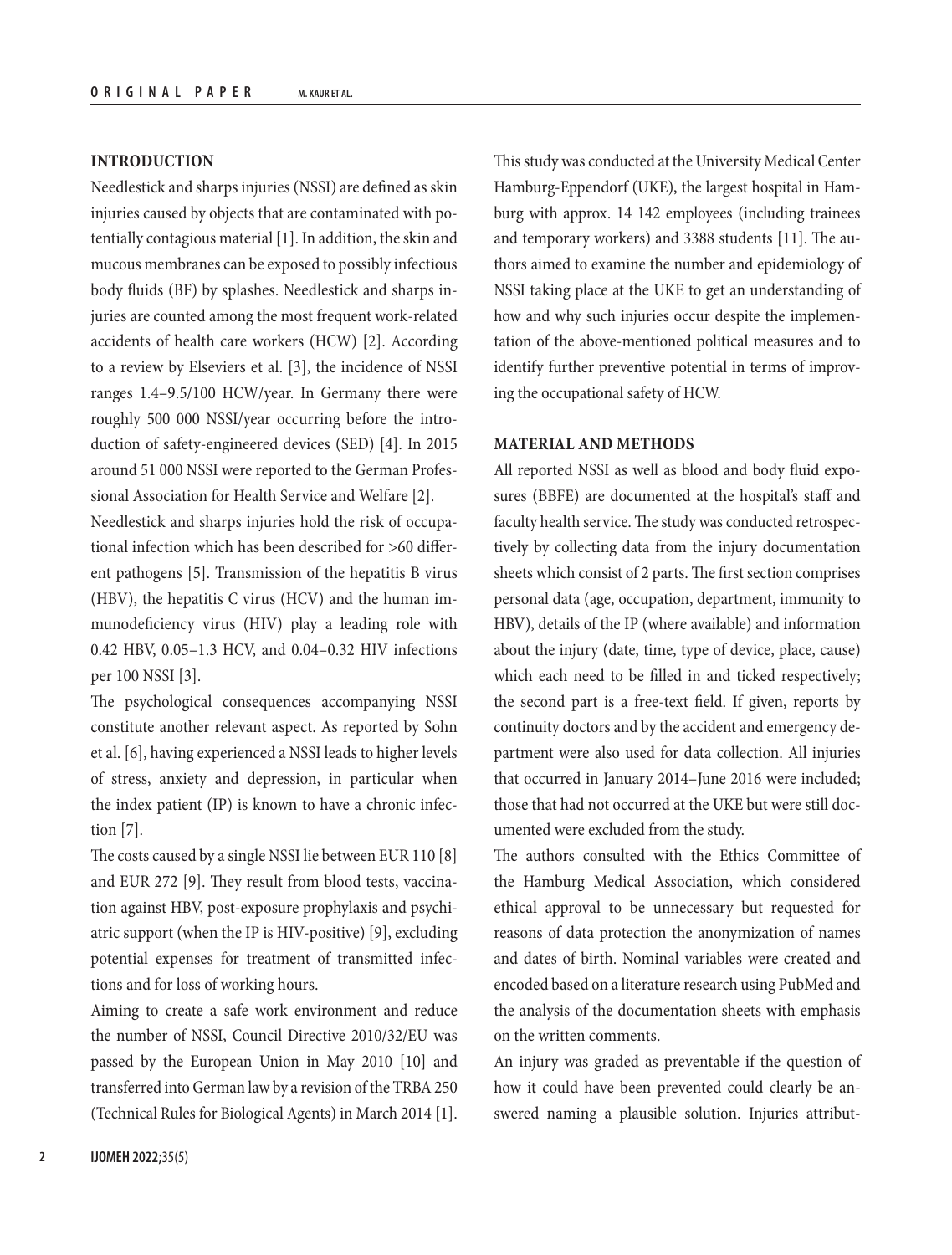## INTRODUCTION

Needlestick and sharps injuries (NSSI) are defined as skin injuries caused by objects that are contaminated with potentially contagious material [1]. In addition, the skin and mucous membranes can be exposed to possibly infectious body fluids (BF) by splashes. Needlestick and sharps injuries are counted among the most frequent work-related accidents of health care workers (HCW) [2]. According to a review by Elseviers et al. [3], the incidence of NSSI ranges 1.4–9.5/100 HCW/year. In Germany there were roughly 500 000 NSSI/year occurring before the introduction of safety-engineered devices (SED) [4]. In 2015 around 51 000 NSSI were reported to the German Professional Association for Health Service and Welfare [2].

Needlestick and sharps injuries hold the risk of occupational infection which has been described for >60 different pathogens [5]. Transmission of the hepatitis B virus (HBV), the hepatitis C virus (HCV) and the human immunodeficiency virus (HIV) play a leading role with 0.42 HBV, 0.05–1.3 HCV, and 0.04–0.32 HIV infections per 100 NSSI [3].

The psychological consequences accompanying NSSI constitute another relevant aspect. As reported by Sohn et al. [6], having experienced a NSSI leads to higher levels of stress, anxiety and depression, in particular when the index patient (IP) is known to have a chronic infection [7].

The costs caused by a single NSSI lie between EUR 110 [8] and EUR 272 [9]. They result from blood tests, vaccination against HBV, post-exposure prophylaxis and psychiatric support (when the IP is HIV-positive) [9], excluding potential expenses for treatment of transmitted infections and for loss of working hours.

Aiming to create a safe work environment and reduce the number of NSSI, Council Directive 2010/32/EU was passed by the European Union in May 2010 [10] and transferred into German law by a revision of the TRBA 250 (Technical Rules for Biological Agents) in March 2014 [1].

This study was conducted at the University Medical Center Hamburg-Eppendorf (UKE), the largest hospital in Hamburg with approx. 14 142 employees (including trainees and temporary workers) and 3388 students [11]. The authors aimed to examine the number and epidemiology of NSSI taking place at the UKE to get an understanding of how and why such injuries occur despite the implementation of the above-mentioned political measures and to identify further preventive potential in terms of improving the occupational safety of HCW.

## MATERIAL AND METHODS

All reported NSSI as well as blood and body fluid exposures (BBFE) are documented at the hospital's staff and faculty health service. The study was conducted retrospectively by collecting data from the injury documentation sheets which consist of 2 parts. The first section comprises personal data (age, occupation, department, immunity to HBV), details of the IP (where available) and information about the injury (date, time, type of device, place, cause) which each need to be filled in and ticked respectively; the second part is a free-text field. If given, reports by continuity doctors and by the accident and emergency department were also used for data collection. All injuries that occurred in January 2014–June 2016 were included; those that had not occurred at the UKE but were still documented were excluded from the study.

The authors consulted with the Ethics Committee of the Hamburg Medical Association, which considered ethical approval to be unnecessary but requested for reasons of data protection the anonymization of names and dates of birth. Nominal variables were created and encoded based on a literature research using PubMed and the analysis of the documentation sheets with emphasis on the written comments.

An injury was graded as preventable if the question of how it could have been prevented could clearly be answered naming a plausible solution. Injuries attribut-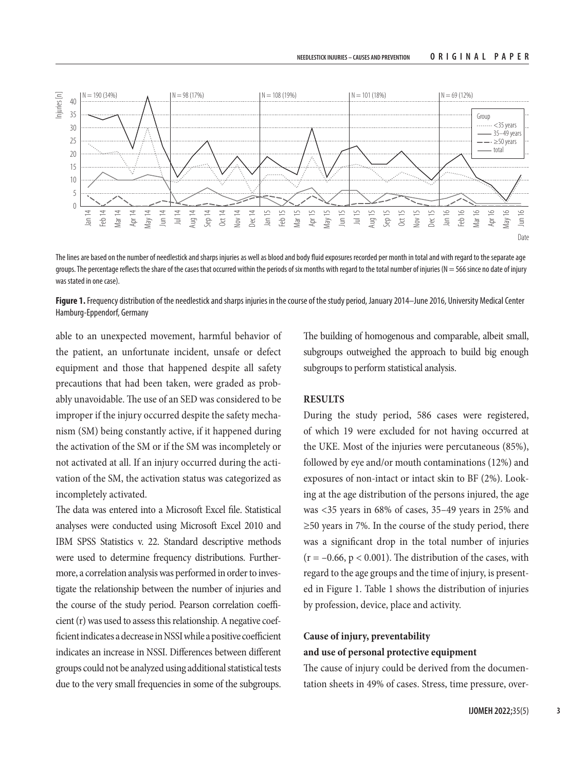The lines are based on the number of needlestick and sharps injuries as well as blood and body fluid exposures recorded per month in total and with regard to the separate age groups. The percentage reflects the share of the cases that occurred within the periods of six months with regard to the total number of injuries (N = 566 since no date of injury was stated in one case).

**Figure 1.** Frequency distribution of the needlestick and sharps injuries in the course of the study period, January 2014–June 2016, University Medical Center Hamburg-Eppendorf, Germany

able to an unexpected movement, harmful behavior of the patient, an unfortunate incident, unsafe or defect equipment and those that happened despite all safety precautions that had been taken, were graded as probably unavoidable. The use of an SED was considered to be improper if the injury occurred despite the safety mechanism (SM) being constantly active, if it happened during the activation of the SM or if the SM was incompletely or not activated at all. If an injury occurred during the activation of the SM, the activation status was categorized as incompletely activated.

The data was entered into a Microsoft Excel file. Statistical analyses were conducted using Microsoft Excel 2010 and IBM SPSS Statistics v. 22. Standard descriptive methods were used to determine frequency distributions. Furthermore, a correlation analysis was performed in order to investigate the relationship between the number of injuries and the course of the study period. Pearson correlation coefficient (r) was used to assess this relationship. A negative coefficient indicates a decrease in NSSI while a positive coefficient indicates an increase in NSSI. Differences between different groups could not be analyzed using additional statistical tests due to the very small frequencies in some of the subgroups. The building of homogenous and comparable, albeit small, subgroups outweighed the approach to build big enough subgroups to perform statistical analysis.

## RESULTS

During the study period, 586 cases were registered, of which 19 were excluded for not having occurred at the UKE. Most of the injuries were percutaneous (85%), followed by eye and/or mouth contaminations (12%) and exposures of non-intact or intact skin to BF (2%). Looking at the age distribution of the persons injured, the age was <35 years in 68% of cases, 35–49 years in 25% and ≥50 years in 7%. In the course of the study period, there was a significant drop in the total number of injuries ($r = -0.66$, $p < 0.001$). The distribution of the cases, with regard to the age groups and the time of injury, is presented in Figure 1. Table 1 shows the distribution of injuries by profession, device, place and activity.

### Cause of injury, preventability and use of personal protective equipment

The cause of injury could be derived from the documentation sheets in 49% of cases. Stress, time pressure, over-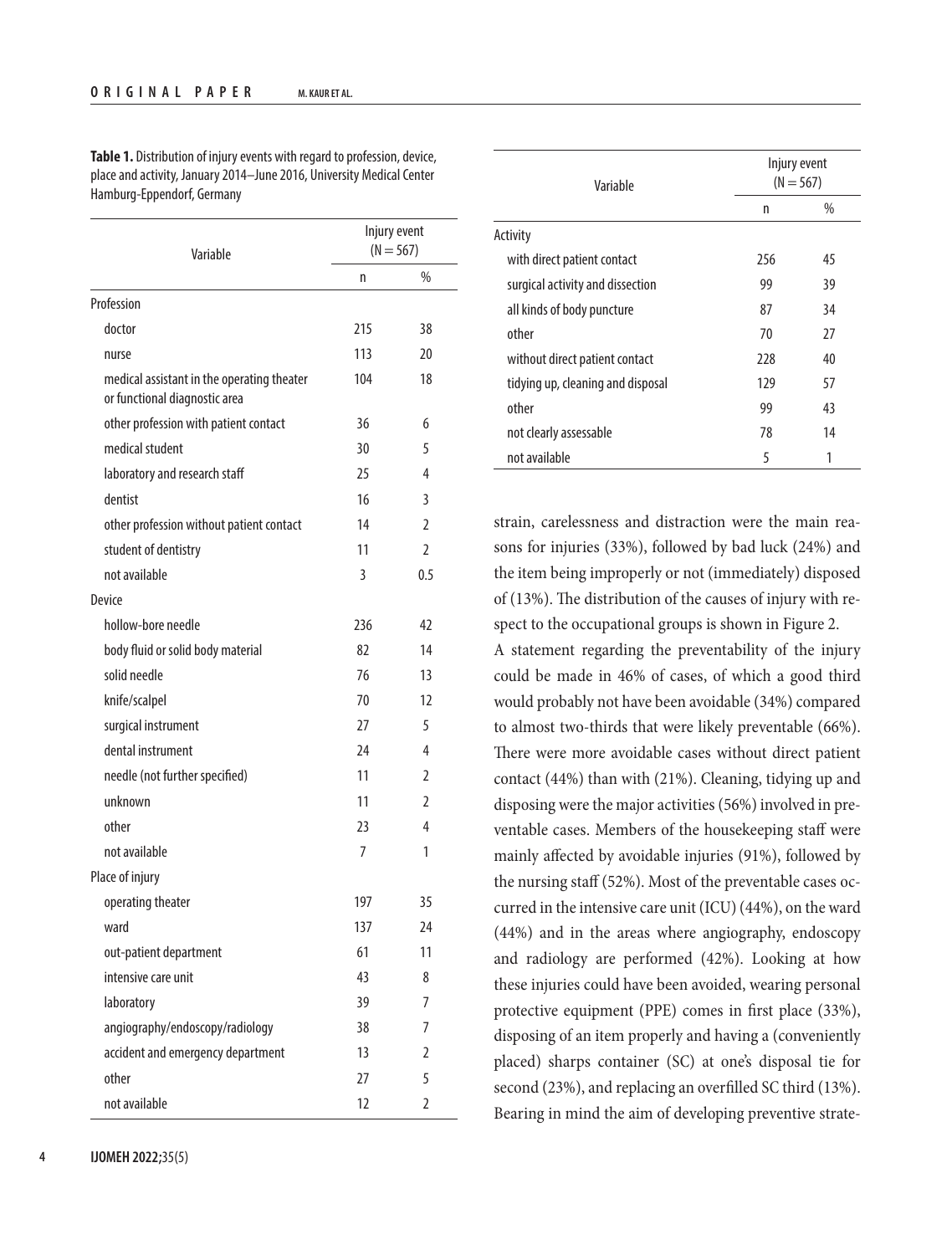**Table 1.** Distribution of injury events with regard to profession, device, place and activity, January 2014–June 2016, University Medical Center Hamburg-Eppendorf, Germany

| Variable | Injury event (N = 567) | |
|---|---|---|
| | n | % |
| Profession | | |
| doctor | 215 | 38 |
| nurse | 113 | 20 |
| medical assistant in the operating theater or functional diagnostic area | 104 | 18 |
| other profession with patient contact | 36 | 6 |
| medical student | 30 | 5 |
| laboratory and research staff | 25 | 4 |
| dentist | 16 | 3 |
| other profession without patient contact | 14 | 2 |
| student of dentistry | 11 | 2 |
| not available | 3 | 0.5 |
| Device | | |
| hollow-bore needle | 236 | 42 |
| body fluid or solid body material | 82 | 14 |
| solid needle | 76 | 13 |
| knife/scalpel | 70 | 12 |
| surgical instrument | 27 | 5 |
| dental instrument | 24 | 4 |
| needle (not further specified) | 11 | 2 |
| unknown | 11 | 2 |
| other | 23 | 4 |
| not available | 7 | 1 |
| Place of injury | | |
| operating theater | 197 | 35 |
| ward | 137 | 24 |
| out-patient department | 61 | 11 |
| intensive care unit | 43 | 8 |
| laboratory | 39 | 7 |
| angiography/endoscopy/radiology | 38 | 7 |
| accident and emergency department | 13 | 2 |
| other | 27 | 5 |
| not available | 12 | 2 |
| Activity | | |
| with direct patient contact | 256 | 45 |
| surgical activity and dissection | 99 | 39 |
| all kinds of body puncture | 87 | 34 |
| other | 70 | 27 |
| without direct patient contact | 228 | 40 |
| tidying up, cleaning and disposal | 129 | 57 |
| other | 99 | 43 |
| not clearly assessable | 78 | 14 |
| not available | 5 | 1 |

strain, carelessness and distraction were the main reasons for injuries (33%), followed by bad luck (24%) and the item being improperly or not (immediately) disposed of (13%). The distribution of the causes of injury with respect to the occupational groups is shown in Figure 2.

A statement regarding the preventability of the injury could be made in 46% of cases, of which a good third would probably not have been avoidable (34%) compared to almost two-thirds that were likely preventable (66%). There were more avoidable cases without direct patient contact (44%) than with (21%). Cleaning, tidying up and disposing were the major activities (56%) involved in preventable cases. Members of the housekeeping staff were mainly affected by avoidable injuries (91%), followed by the nursing staff (52%). Most of the preventable cases occurred in the intensive care unit (ICU) (44%), on the ward (44%) and in the areas where angiography, endoscopy and radiology are performed (42%). Looking at how these injuries could have been avoided, wearing personal protective equipment (PPE) comes in first place (33%), disposing of an item properly and having a (conveniently placed) sharps container (SC) at one's disposal tie for second (23%), and replacing an overfilled SC third (13%). Bearing in mind the aim of developing preventive strate-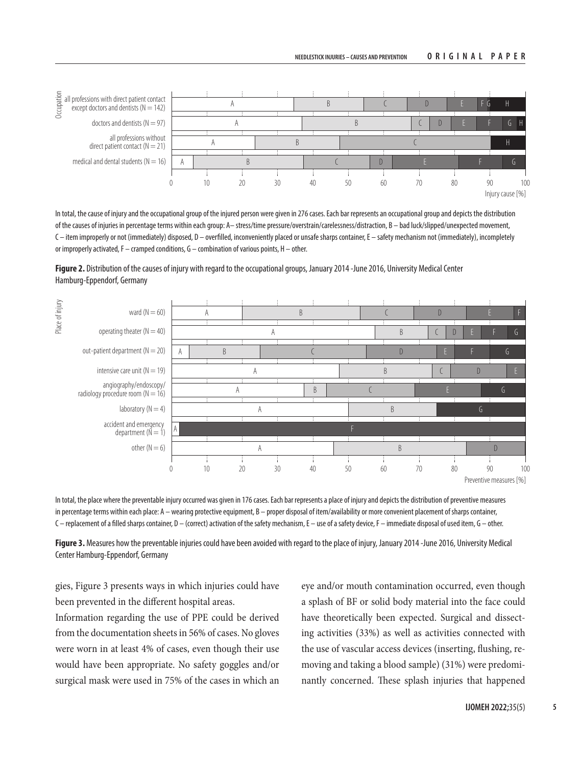In total, the cause of injury and the occupational group of the injured person were given in 276 cases. Each bar represents an occupational group and depicts the distribution of the causes of injuries in percentage terms within each group: A – stress/time pressure/overstrain/carelessness/distraction, B – bad luck/slipped/unexpected movement, C – item improperly or not (immediately) disposed, D – overfilled, inconveniently placed or unsafe sharps container, E – safety mechanism not (immediately), incompletely or improperly activated, F – cramped conditions, G – combination of various points, H – other.

**Figure 2.** Distribution of the causes of injury with regard to the occupational groups, January 2014 -June 2016, University Medical Center Hamburg-Eppendorf, Germany

In total, the place where the preventable injury occurred was given in 176 cases. Each bar represents a place of injury and depicts the distribution of preventive measures in percentage terms within each place: A – wearing protective equipment, B – proper disposal of item/availability or more convenient placement of sharps container, C – replacement of a filled sharps container, D – (correct) activation of the safety mechanism, E – use of a safety device, F – immediate disposal of used item, G – other.

**Figure 3.** Measures how the preventable injuries could have been avoided with regard to the place of injury, January 2014 -June 2016, University Medical Center Hamburg-Eppendorf, Germany

gies, Figure 3 presents ways in which injuries could have been prevented in the different hospital areas.

Information regarding the use of PPE could be derived from the documentation sheets in 56% of cases. No gloves were worn in at least 4% of cases, even though their use would have been appropriate. No safety goggles and/or surgical mask were used in 75% of the cases in which an eye and/or mouth contamination occurred, even though a splash of BF or solid body material into the face could have theoretically been expected. Surgical and dissecting activities (33%) as well as activities connected with the use of vascular access devices (inserting, flushing, removing and taking a blood sample) (31%) were predominantly concerned. These splash injuries that happened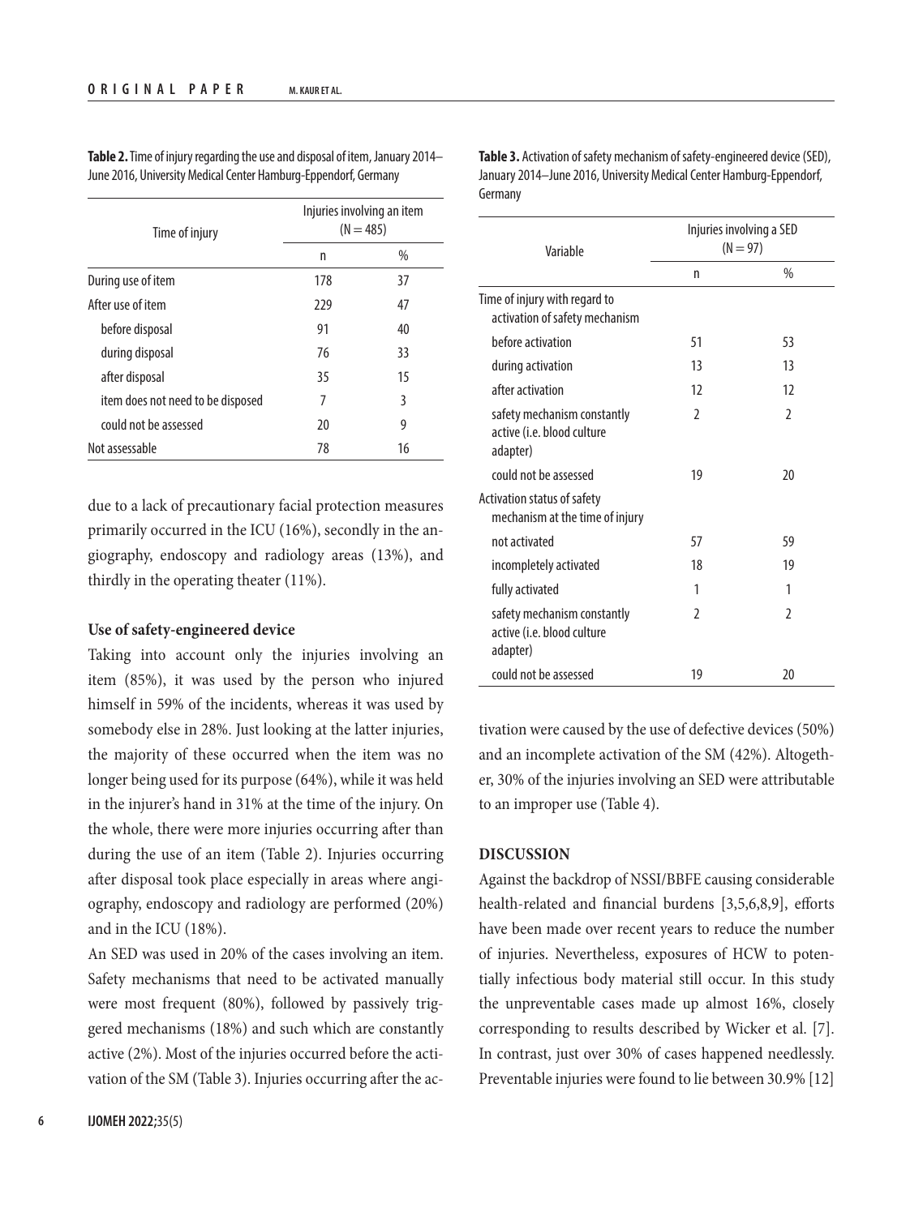**Table 2.** Time of injury regarding the use and disposal of item, January 2014–June 2016, University Medical Center Hamburg-Eppendorf, Germany

| Time of injury | Injuries involving an item (N = 485) | |
|---|---|---|
| | n | % |
| During use of item | 178 | 37 |
| After use of item | 229 | 47 |
| before disposal | 91 | 40 |
| during disposal | 76 | 33 |
| after disposal | 35 | 15 |
| item does not need to be disposed | 7 | 3 |
| could not be assessed | 20 | 9 |
| Not assessable | 78 | 16 |

due to a lack of precautionary facial protection measures primarily occurred in the ICU (16%), secondly in the angiography, endoscopy and radiology areas (13%), and thirdly in the operating theater (11%).

### Use of safety-engineered device

Taking into account only the injuries involving an item (85%), it was used by the person who injured himself in 59% of the incidents, whereas it was used by somebody else in 28%. Just looking at the latter injuries, the majority of these occurred when the item was no longer being used for its purpose (64%), while it was held in the injurer's hand in 31% at the time of the injury. On the whole, there were more injuries occurring after than during the use of an item (Table 2). Injuries occurring after disposal took place especially in areas where angiography, endoscopy and radiology are performed (20%) and in the ICU (18%).

An SED was used in 20% of the cases involving an item. Safety mechanisms that need to be activated manually were most frequent (80%), followed by passively triggered mechanisms (18%) and such which are constantly active (2%). Most of the injuries occurred before the activation of the SM (Table 3). Injuries occurring after the activation were caused by the use of defective devices (50%) and an incomplete activation of the SM (42%). Altogether, 30% of the injuries involving an SED were attributable to an improper use (Table 4).

**Table 3.** Activation of safety mechanism of safety-engineered device (SED), January 2014–June 2016, University Medical Center Hamburg-Eppendorf, Germany

| Variable | Injuries involving a SED (N = 97) | |
|---|---|---|
| | n | % |
| Time of injury with regard to activation of safety mechanism | | |
| before activation | 51 | 53 |
| during activation | 13 | 13 |
| after activation | 12 | 12 |
| safety mechanism constantly active (i.e. blood culture adapter) | 2 | 2 |
| could not be assessed | 19 | 20 |
| Activation status of safety mechanism at the time of injury | | |
| not activated | 57 | 59 |
| incompletely activated | 18 | 19 |
| fully activated | 1 | 1 |
| safety mechanism constantly active (i.e. blood culture adapter) | 2 | 2 |
| could not be assessed | 19 | 20 |

## DISCUSSION

Against the backdrop of NSSI/BBFE causing considerable health-related and financial burdens [3,5,6,8,9], efforts have been made over recent years to reduce the number of injuries. Nevertheless, exposures of HCW to potentially infectious body material still occur. In this study the unpreventable cases made up almost 16%, closely corresponding to results described by Wicker et al. [7]. In contrast, just over 30% of cases happened needlessly. Preventable injuries were found to lie between 30.9% [12]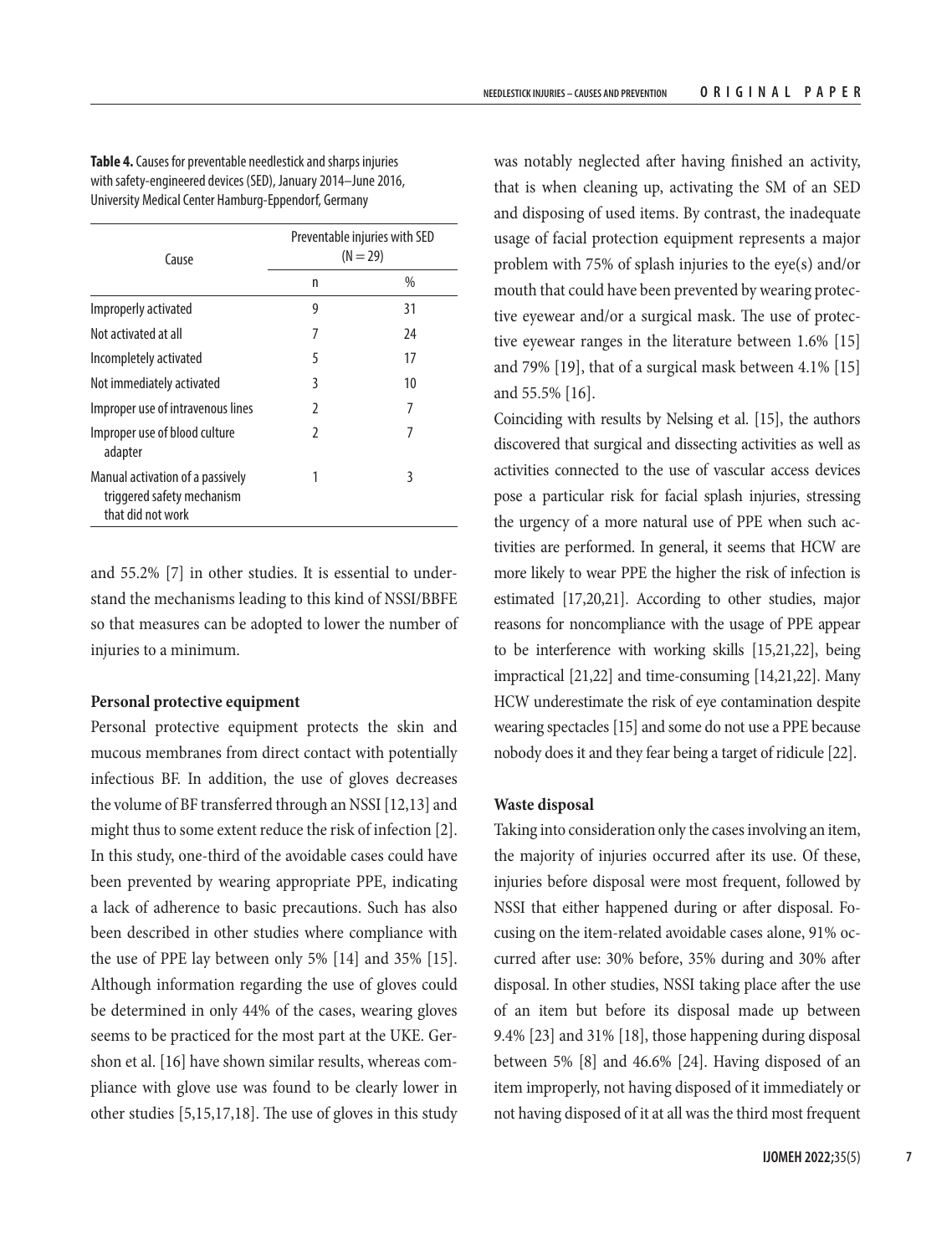**Table 4.** Causes for preventable needlestick and sharps injuries with safety-engineered devices (SED), January 2014–June 2016, University Medical Center Hamburg-Eppendorf, Germany

| Cause | Preventable injuries with SED (N = 29) | |
|---|---|---|
| | n | % |
| Improperly activated | 9 | 31 |
| Not activated at all | 7 | 24 |
| Incompletely activated | 5 | 17 |
| Not immediately activated | 3 | 10 |
| Improper use of intravenous lines | 2 | 7 |
| Improper use of blood culture adapter | 2 | 7 |
| Manual activation of a passively triggered safety mechanism that did not work | 1 | 3 |

and 55.2% [7] in other studies. It is essential to understand the mechanisms leading to this kind of NSSI/BBFE so that measures can be adopted to lower the number of injuries to a minimum.

**Personal protective equipment**

Personal protective equipment protects the skin and mucous membranes from direct contact with potentially infectious BF. In addition, the use of gloves decreases the volume of BF transferred through an NSSI [12,13] and might thus to some extent reduce the risk of infection [2]. In this study, one-third of the avoidable cases could have been prevented by wearing appropriate PPE, indicating a lack of adherence to basic precautions. Such has also been described in other studies where compliance with the use of PPE lay between only 5% [14] and 35% [15]. Although information regarding the use of gloves could be determined in only 44% of the cases, wearing gloves seems to be practiced for the most part at the UKE. Gershon et al. [16] have shown similar results, whereas compliance with glove use was found to be clearly lower in other studies [5,15,17,18]. The use of gloves in this study was notably neglected after having finished an activity, that is when cleaning up, activating the SM of an SED and disposing of used items. By contrast, the inadequate usage of facial protection equipment represents a major problem with 75% of splash injuries to the eye(s) and/or mouth that could have been prevented by wearing protective eyewear and/or a surgical mask. The use of protective eyewear ranges in the literature between 1.6% [15] and 79% [19], that of a surgical mask between 4.1% [15] and 55.5% [16].

Coinciding with results by Nelsing et al. [15], the authors discovered that surgical and dissecting activities as well as activities connected to the use of vascular access devices pose a particular risk for facial splash injuries, stressing the urgency of a more natural use of PPE when such activities are performed. In general, it seems that HCW are more likely to wear PPE the higher the risk of infection is estimated [17,20,21]. According to other studies, major reasons for noncompliance with the usage of PPE appear to be interference with working skills [15,21,22], being impractical [21,22] and time-consuming [14,21,22]. Many HCW underestimate the risk of eye contamination despite wearing spectacles [15] and some do not use a PPE because nobody does it and they fear being a target of ridicule [22].

**Waste disposal**

Taking into consideration only the cases involving an item, the majority of injuries occurred after its use. Of these, injuries before disposal were most frequent, followed by NSSI that either happened during or after disposal. Focusing on the item-related avoidable cases alone, 91% occurred after use: 30% before, 35% during and 30% after disposal. In other studies, NSSI taking place after the use of an item but before its disposal made up between 9.4% [23] and 31% [18], those happening during disposal between 5% [8] and 46.6% [24]. Having disposed of an item improperly, not having disposed of it immediately or not having disposed of it at all was the third most frequent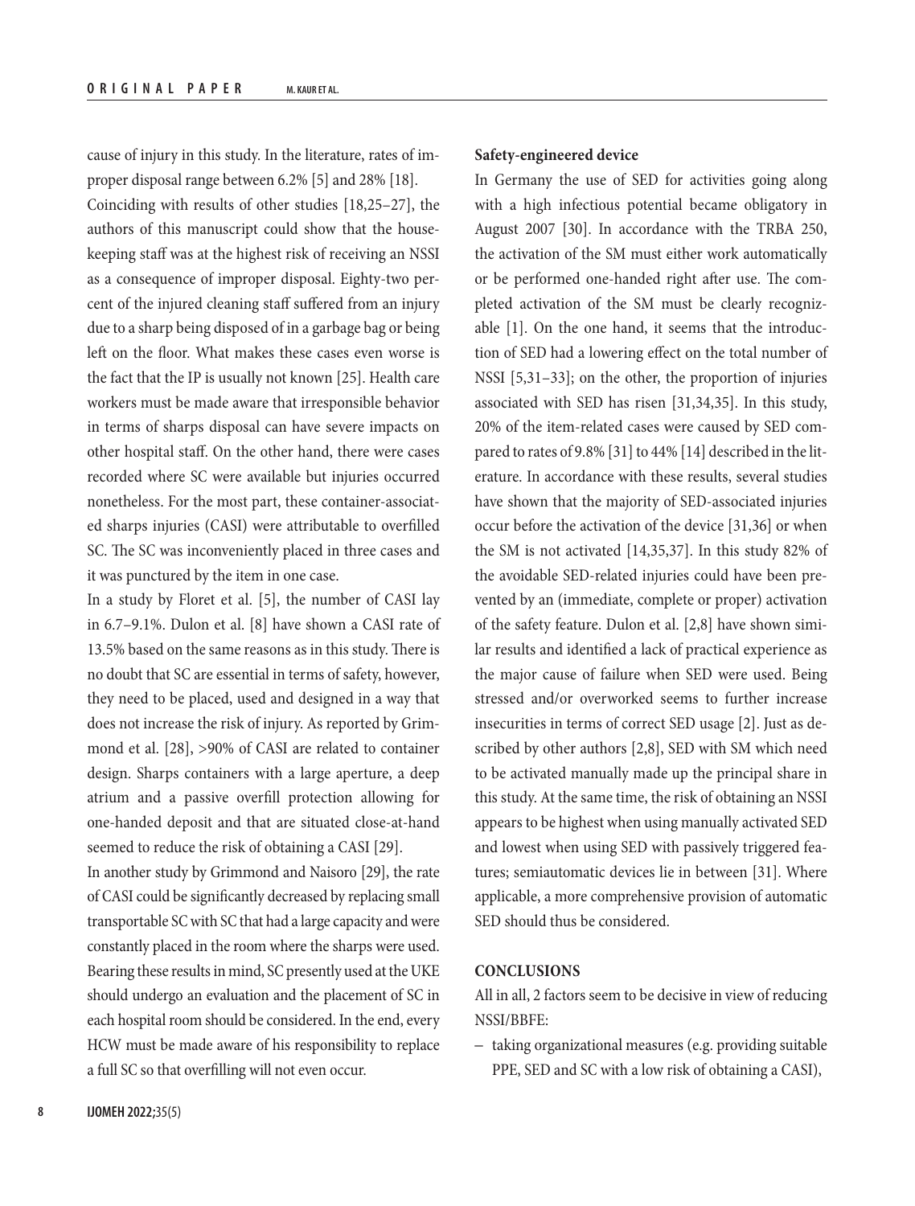cause of injury in this study. In the literature, rates of improper disposal range between 6.2% [5] and 28% [18].

Coinciding with results of other studies [18,25–27], the authors of this manuscript could show that the housekeeping staff was at the highest risk of receiving an NSSI as a consequence of improper disposal. Eighty-two percent of the injured cleaning staff suffered from an injury due to a sharp being disposed of in a garbage bag or being left on the floor. What makes these cases even worse is the fact that the IP is usually not known [25]. Health care workers must be made aware that irresponsible behavior in terms of sharps disposal can have severe impacts on other hospital staff. On the other hand, there were cases recorded where SC were available but injuries occurred nonetheless. For the most part, these container-associated sharps injuries (CASI) were attributable to overfilled SC. The SC was inconveniently placed in three cases and it was punctured by the item in one case.

In a study by Floret et al. [5], the number of CASI lay in 6.7–9.1%. Dulon et al. [8] have shown a CASI rate of 13.5% based on the same reasons as in this study. There is no doubt that SC are essential in terms of safety, however, they need to be placed, used and designed in a way that does not increase the risk of injury. As reported by Grimmond et al. [28], >90% of CASI are related to container design. Sharps containers with a large aperture, a deep atrium and a passive overfill protection allowing for one-handed deposit and that are situated close-at-hand seemed to reduce the risk of obtaining a CASI [29].

In another study by Grimmond and Naisoro [29], the rate of CASI could be significantly decreased by replacing small transportable SC with SC that had a large capacity and were constantly placed in the room where the sharps were used. Bearing these results in mind, SC presently used at the UKE should undergo an evaluation and the placement of SC in each hospital room should be considered. In the end, every HCW must be made aware of his responsibility to replace a full SC so that overfilling will not even occur.

**Safety-engineered device**

In Germany the use of SED for activities going along with a high infectious potential became obligatory in August 2007 [30]. In accordance with the TRBA 250, the activation of the SM must either work automatically or be performed one-handed right after use. The completed activation of the SM must be clearly recognizable [1]. On the one hand, it seems that the introduction of SED had a lowering effect on the total number of NSSI [5,31–33]; on the other, the proportion of injuries associated with SED has risen [31,34,35]. In this study, 20% of the item-related cases were caused by SED compared to rates of 9.8% [31] to 44% [14] described in the literature. In accordance with these results, several studies have shown that the majority of SED-associated injuries occur before the activation of the device [31,36] or when the SM is not activated [14,35,37]. In this study 82% of the avoidable SED-related injuries could have been prevented by an (immediate, complete or proper) activation of the safety feature. Dulon et al. [2,8] have shown similar results and identified a lack of practical experience as the major cause of failure when SED were used. Being stressed and/or overworked seems to further increase insecurities in terms of correct SED usage [2]. Just as described by other authors [2,8], SED with SM which need to be activated manually made up the principal share in this study. At the same time, the risk of obtaining an NSSI appears to be highest when using manually activated SED and lowest when using SED with passively triggered features; semiautomatic devices lie in between [31]. Where applicable, a more comprehensive provision of automatic SED should thus be considered.

## CONCLUSIONS

All in all, 2 factors seem to be decisive in view of reducing NSSI/BBFE:

– taking organizational measures (e.g. providing suitable PPE, SED and SC with a low risk of obtaining a CASI),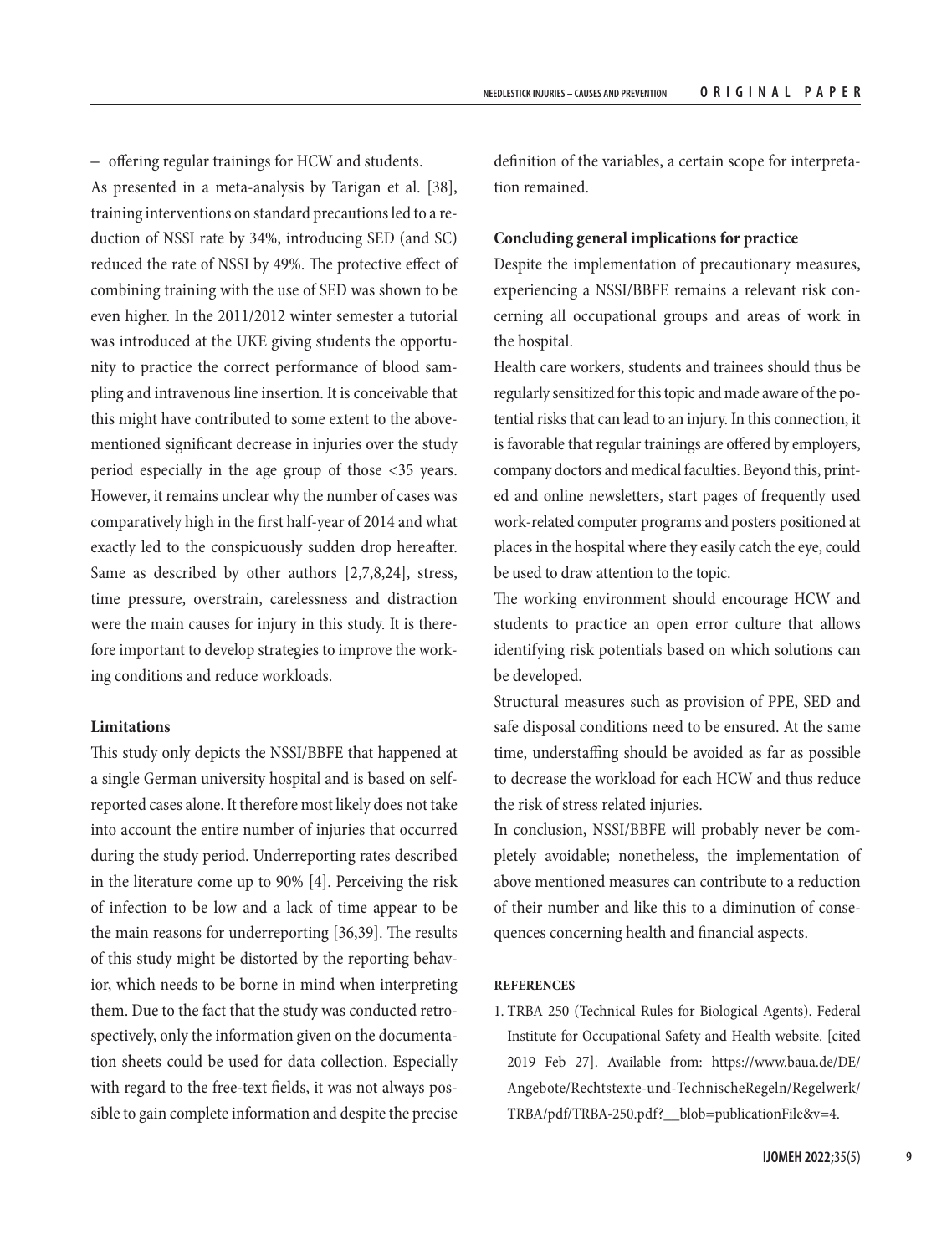– offering regular trainings for HCW and students.

As presented in a meta-analysis by Tarigan et al. [38], training interventions on standard precautions led to a reduction of NSSI rate by 34%, introducing SED (and SC) reduced the rate of NSSI by 49%. The protective effect of combining training with the use of SED was shown to be even higher. In the 2011/2012 winter semester a tutorial was introduced at the UKE giving students the opportunity to practice the correct performance of blood sampling and intravenous line insertion. It is conceivable that this might have contributed to some extent to the above-mentioned significant decrease in injuries over the study period especially in the age group of those <35 years. However, it remains unclear why the number of cases was comparatively high in the first half-year of 2014 and what exactly led to the conspicuously sudden drop hereafter. Same as described by other authors [2,7,8,24], stress, time pressure, overstrain, carelessness and distraction were the main causes for injury in this study. It is therefore important to develop strategies to improve the working conditions and reduce workloads.

### Limitations

This study only depicts the NSSI/BBFE that happened at a single German university hospital and is based on self-reported cases alone. It therefore most likely does not take into account the entire number of injuries that occurred during the study period. Underreporting rates described in the literature come up to 90% [4]. Perceiving the risk of infection to be low and a lack of time appear to be the main reasons for underreporting [36,39]. The results of this study might be distorted by the reporting behavior, which needs to be borne in mind when interpreting them. Due to the fact that the study was conducted retrospectively, only the information given on the documentation sheets could be used for data collection. Especially with regard to the free-text fields, it was not always possible to gain complete information and despite the precise definition of the variables, a certain scope for interpretation remained.

### Concluding general implications for practice

Despite the implementation of precautionary measures, experiencing a NSSI/BBFE remains a relevant risk concerning all occupational groups and areas of work in the hospital.

Health care workers, students and trainees should thus be regularly sensitized for this topic and made aware of the potential risks that can lead to an injury. In this connection, it is favorable that regular trainings are offered by employers, company doctors and medical faculties. Beyond this, printed and online newsletters, start pages of frequently used work-related computer programs and posters positioned at places in the hospital where they easily catch the eye, could be used to draw attention to the topic.

The working environment should encourage HCW and students to practice an open error culture that allows identifying risk potentials based on which solutions can be developed.

Structural measures such as provision of PPE, SED and safe disposal conditions need to be ensured. At the same time, understaffing should be avoided as far as possible to decrease the workload for each HCW and thus reduce the risk of stress related injuries.

In conclusion, NSSI/BBFE will probably never be completely avoidable; nonetheless, the implementation of above mentioned measures can contribute to a reduction of their number and like this to a diminution of consequences concerning health and financial aspects.

### REFERENCES

1. TRBA 250 (Technical Rules for Biological Agents). Federal Institute for Occupational Safety and Health website. [cited 2019 Feb 27]. Available from: https://www.baua.de/DE/Angebote/Rechtstexte-und-TechnischeRegeln/Regelwerk/TRBA/pdf/TRBA-250.pdf?__blob=publicationFile&v=4.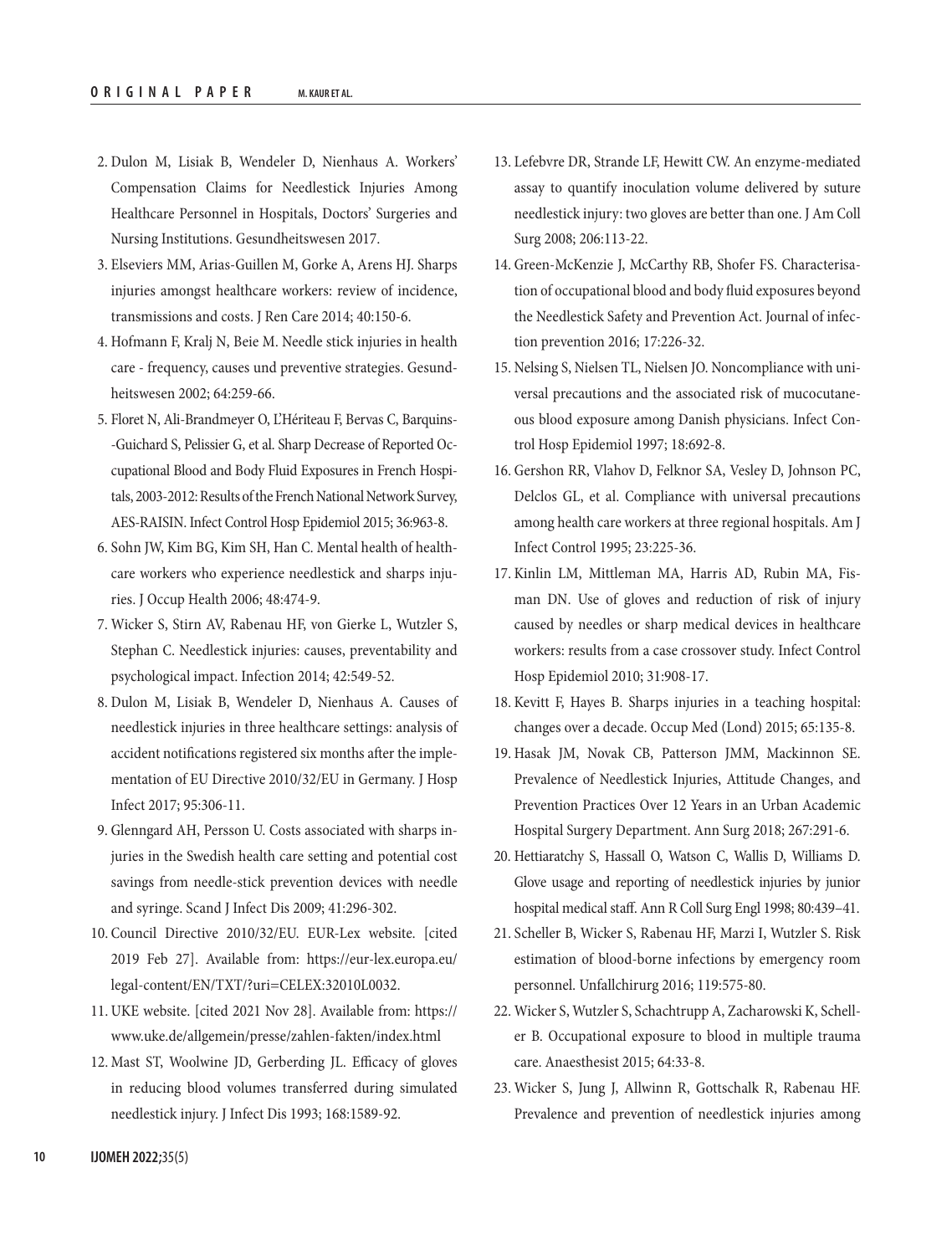2. Dulon M, Lisiak B, Wendeler D, Nienhaus A. Workers' Compensation Claims for Needlestick Injuries Among Healthcare Personnel in Hospitals, Doctors' Surgeries and Nursing Institutions. Gesundheitswesen 2017.
3. Elseviers MM, Arias-Guillen M, Gorke A, Arens HJ. Sharps injuries amongst healthcare workers: review of incidence, transmissions and costs. J Ren Care 2014; 40:150-6.
4. Hofmann F, Kralj N, Beie M. Needle stick injuries in health care - frequency, causes und preventive strategies. Gesundheitswesen 2002; 64:259-66.
5. Floret N, Ali-Brandmeyer O, L'Hériteau F, Bervas C, Barquins--Guichard S, Pelissier G, et al. Sharp Decrease of Reported Occupational Blood and Body Fluid Exposures in French Hospitals, 2003-2012: Results of the French National Network Survey, AES-RAISIN. Infect Control Hosp Epidemiol 2015; 36:963-8.
6. Sohn JW, Kim BG, Kim SH, Han C. Mental health of healthcare workers who experience needlestick and sharps injuries. J Occup Health 2006; 48:474-9.
7. Wicker S, Stirn AV, Rabenau HF, von Gierke L, Wutzler S, Stephan C. Needlestick injuries: causes, preventability and psychological impact. Infection 2014; 42:549-52.
8. Dulon M, Lisiak B, Wendeler D, Nienhaus A. Causes of needlestick injuries in three healthcare settings: analysis of accident notifications registered six months after the implementation of EU Directive 2010/32/EU in Germany. J Hosp Infect 2017; 95:306-11.
9. Glenngard AH, Persson U. Costs associated with sharps injuries in the Swedish health care setting and potential cost savings from needle-stick prevention devices with needle and syringe. Scand J Infect Dis 2009; 41:296-302.
10. Council Directive 2010/32/EU. EUR-Lex website. [cited 2019 Feb 27]. Available from: https://eur-lex.europa.eu/legal-content/EN/TXT/?uri=CELEX:32010L0032.
11. UKE website. [cited 2021 Nov 28]. Available from: https://www.uke.de/allgemein/presse/zahlen-fakten/index.html
12. Mast ST, Woolwine JD, Gerberding JL. Efficacy of gloves in reducing blood volumes transferred during simulated needlestick injury. J Infect Dis 1993; 168:1589-92.
13. Lefebvre DR, Strande LF, Hewitt CW. An enzyme-mediated assay to quantify inoculation volume delivered by suture needlestick injury: two gloves are better than one. J Am Coll Surg 2008; 206:113-22.
14. Green-McKenzie J, McCarthy RB, Shofer FS. Characterisation of occupational blood and body fluid exposures beyond the Needlestick Safety and Prevention Act. Journal of infection prevention 2016; 17:226-32.
15. Nelsing S, Nielsen TL, Nielsen JO. Noncompliance with universal precautions and the associated risk of mucocutaneous blood exposure among Danish physicians. Infect Control Hosp Epidemiol 1997; 18:692-8.
16. Gershon RR, Vlahov D, Felknor SA, Vesley D, Johnson PC, Delclos GL, et al. Compliance with universal precautions among health care workers at three regional hospitals. Am J Infect Control 1995; 23:225-36.
17. Kinlin LM, Mittleman MA, Harris AD, Rubin MA, Fisman DN. Use of gloves and reduction of risk of injury caused by needles or sharp medical devices in healthcare workers: results from a case crossover study. Infect Control Hosp Epidemiol 2010; 31:908-17.
18. Kevitt F, Hayes B. Sharps injuries in a teaching hospital: changes over a decade. Occup Med (Lond) 2015; 65:135-8.
19. Hasak JM, Novak CB, Patterson JMM, Mackinnon SE. Prevalence of Needlestick Injuries, Attitude Changes, and Prevention Practices Over 12 Years in an Urban Academic Hospital Surgery Department. Ann Surg 2018; 267:291-6.
20. Hettiaratchy S, Hassall O, Watson C, Wallis D, Williams D. Glove usage and reporting of needlestick injuries by junior hospital medical staff. Ann R Coll Surg Engl 1998; 80:439–41.
21. Scheller B, Wicker S, Rabenau HF, Marzi I, Wutzler S. Risk estimation of blood-borne infections by emergency room personnel. Unfallchirurg 2016; 119:575-80.
22. Wicker S, Wutzler S, Schachtrupp A, Zacharowski K, Scheller B. Occupational exposure to blood in multiple trauma care. Anaesthesist 2015; 64:33-8.
23. Wicker S, Jung J, Allwinn R, Gottschalk R, Rabenau HF. Prevalence and prevention of needlestick injuries among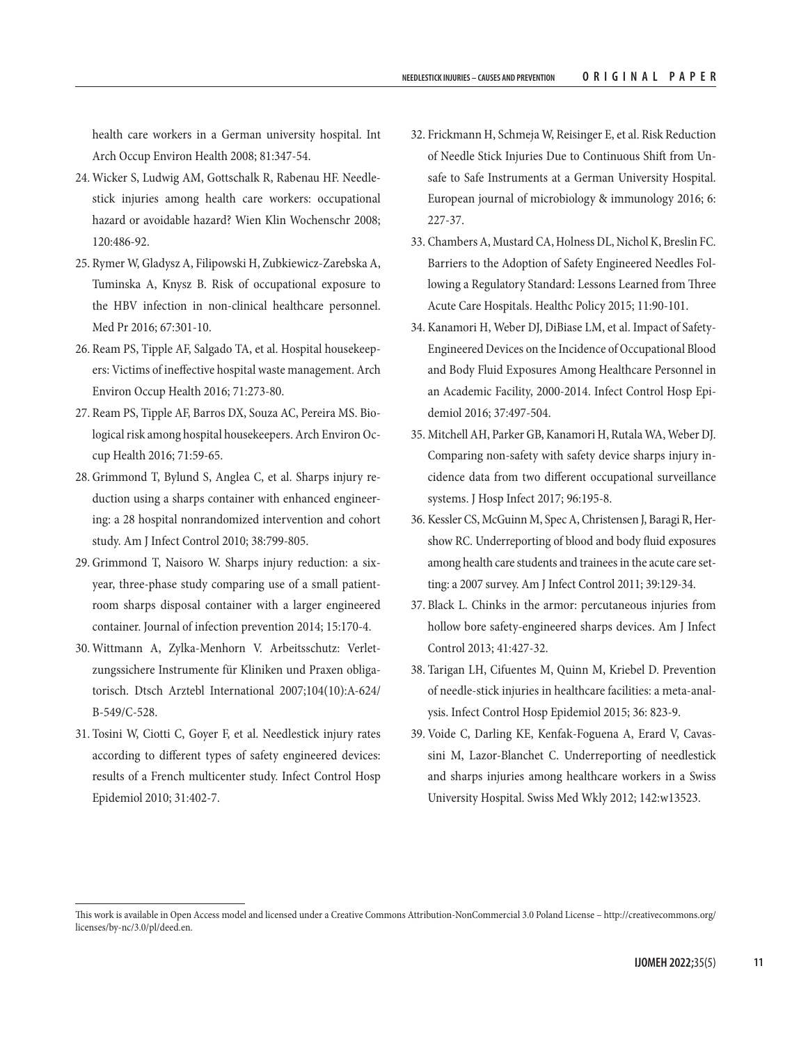health care workers in a German university hospital. Int Arch Occup Environ Health 2008; 81:347-54.

24. Wicker S, Ludwig AM, Gottschalk R, Rabenau HF. Needlestick injuries among health care workers: occupational hazard or avoidable hazard? Wien Klin Wochenschr 2008; 120:486-92.
25. Rymer W, Gladysz A, Filipowski H, Zubkiewicz-Zarebska A, Tuminska A, Knysz B. Risk of occupational exposure to the HBV infection in non-clinical healthcare personnel. Med Pr 2016; 67:301-10.
26. Ream PS, Tipple AF, Salgado TA, et al. Hospital housekeepers: Victims of ineffective hospital waste management. Arch Environ Occup Health 2016; 71:273-80.
27. Ream PS, Tipple AF, Barros DX, Souza AC, Pereira MS. Biological risk among hospital housekeepers. Arch Environ Occup Health 2016; 71:59-65.
28. Grimmond T, Bylund S, Anglea C, et al. Sharps injury reduction using a sharps container with enhanced engineering: a 28 hospital nonrandomized intervention and cohort study. Am J Infect Control 2010; 38:799-805.
29. Grimmond T, Naisoro W. Sharps injury reduction: a six-year, three-phase study comparing use of a small patient-room sharps disposal container with a larger engineered container. Journal of infection prevention 2014; 15:170-4.
30. Wittmann A, Zylka-Menhorn V. Arbeitsschutz: Verletzungssichere Instrumente für Kliniken und Praxen obligatorisch. Dtsch Arztebl International 2007;104(10):A-624/B-549/C-528.
31. Tosini W, Ciotti C, Goyer F, et al. Needlestick injury rates according to different types of safety engineered devices: results of a French multicenter study. Infect Control Hosp Epidemiol 2010; 31:402-7.
32. Frickmann H, Schmeja W, Reisinger E, et al. Risk Reduction of Needle Stick Injuries Due to Continuous Shift from Unsafe to Safe Instruments at a German University Hospital. European journal of microbiology & immunology 2016; 6: 227-37.
33. Chambers A, Mustard CA, Holness DL, Nichol K, Breslin FC. Barriers to the Adoption of Safety Engineered Needles Following a Regulatory Standard: Lessons Learned from Three Acute Care Hospitals. Healthc Policy 2015; 11:90-101.
34. Kanamori H, Weber DJ, DiBiase LM, et al. Impact of Safety-Engineered Devices on the Incidence of Occupational Blood and Body Fluid Exposures Among Healthcare Personnel in an Academic Facility, 2000-2014. Infect Control Hosp Epidemiol 2016; 37:497-504.
35. Mitchell AH, Parker GB, Kanamori H, Rutala WA, Weber DJ. Comparing non-safety with safety device sharps injury incidence data from two different occupational surveillance systems. J Hosp Infect 2017; 96:195-8.
36. Kessler CS, McGuinn M, Spec A, Christensen J, Baragi R, Hershow RC. Underreporting of blood and body fluid exposures among health care students and trainees in the acute care setting: a 2007 survey. Am J Infect Control 2011; 39:129-34.
37. Black L. Chinks in the armor: percutaneous injuries from hollow bore safety-engineered sharps devices. Am J Infect Control 2013; 41:427-32.
38. Tarigan LH, Cifuentes M, Quinn M, Kriebel D. Prevention of needle-stick injuries in healthcare facilities: a meta-analysis. Infect Control Hosp Epidemiol 2015; 36: 823-9.
39. Voide C, Darling KE, Kenfak-Foguena A, Erard V, Cavassini M, Lazor-Blanchet C. Underreporting of needlestick and sharps injuries among healthcare workers in a Swiss University Hospital. Swiss Med Wkly 2012; 142:w13523.

This work is available in Open Access model and licensed under a Creative Commons Attribution-NonCommercial 3.0 Poland License – http://creativecommons.org/licenses/by-nc/3.0/pl/deed.en.